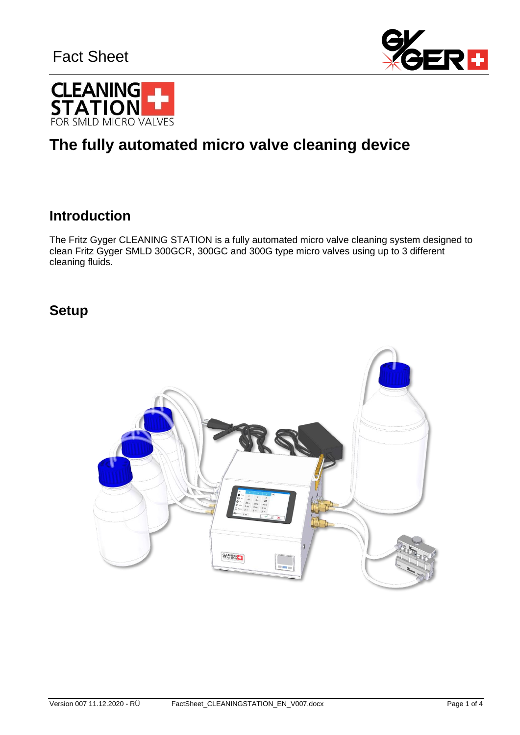Fact Sheet

CLEANING STATION
FOR SMLD MICRO VALVES

# The fully automated micro valve cleaning device

## Introduction

The Fritz Gyger CLEANING STATION is a fully automated micro valve cleaning system designed to clean Fritz Gyger SMLD 300GCR, 300GC and 300G type micro valves using up to 3 different cleaning fluids.

## Setup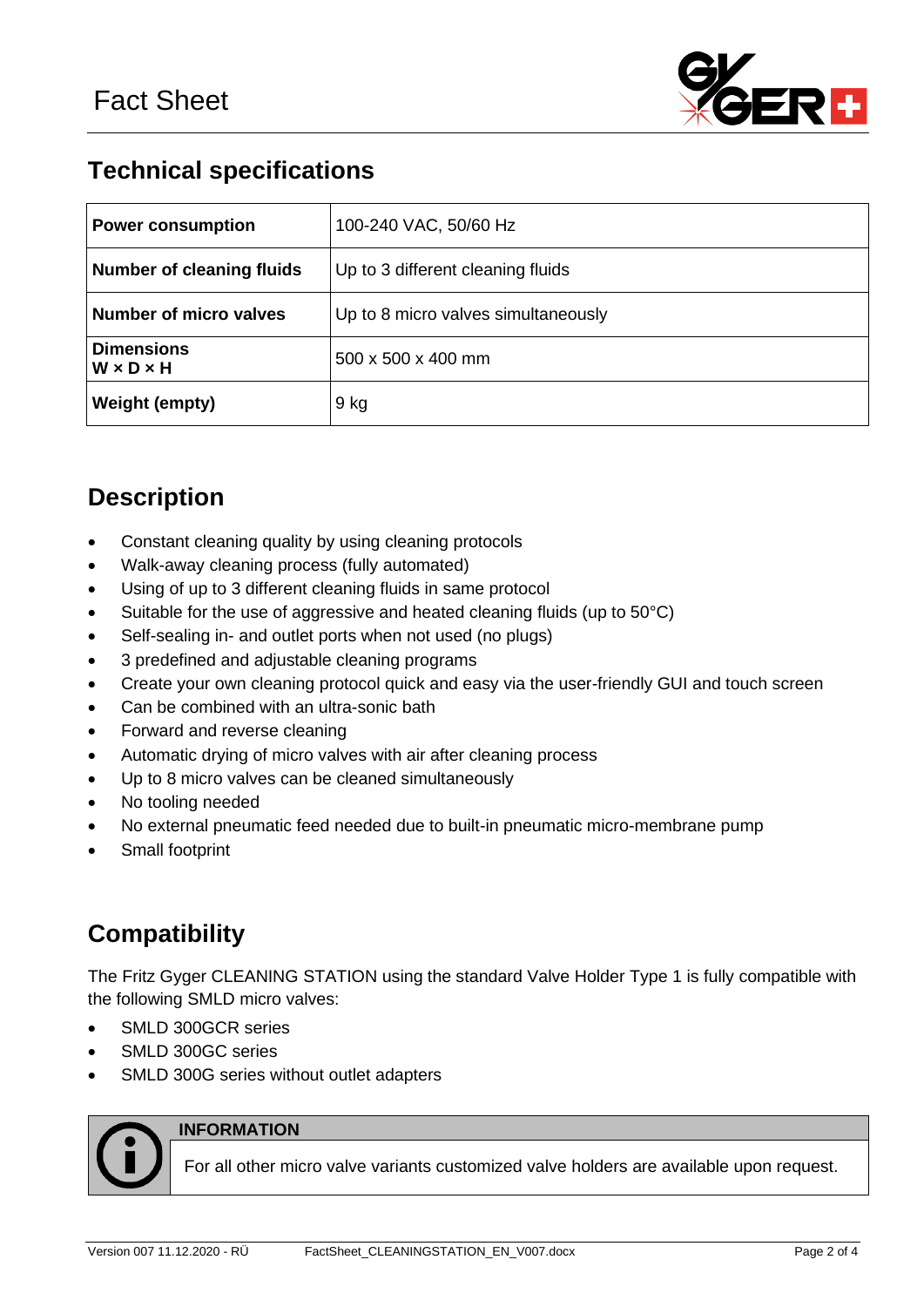# Fact Sheet

## Technical specifications

| | |
|---|---|
| **Power consumption** | 100-240 VAC, 50/60 Hz |
| **Number of cleaning fluids** | Up to 3 different cleaning fluids |
| **Number of micro valves** | Up to 8 micro valves simultaneously |
| **Dimensions W × D × H** | 500 x 500 x 400 mm |
| **Weight (empty)** | 9 kg |

## Description

- Constant cleaning quality by using cleaning protocols
- Walk-away cleaning process (fully automated)
- Using of up to 3 different cleaning fluids in same protocol
- Suitable for the use of aggressive and heated cleaning fluids (up to 50°C)
- Self-sealing in- and outlet ports when not used (no plugs)
- 3 predefined and adjustable cleaning programs
- Create your own cleaning protocol quick and easy via the user-friendly GUI and touch screen
- Can be combined with an ultra-sonic bath
- Forward and reverse cleaning
- Automatic drying of micro valves with air after cleaning process
- Up to 8 micro valves can be cleaned simultaneously
- No tooling needed
- No external pneumatic feed needed due to built-in pneumatic micro-membrane pump
- Small footprint

## Compatibility

The Fritz Gyger CLEANING STATION using the standard Valve Holder Type 1 is fully compatible with the following SMLD micro valves:

- SMLD 300GCR series
- SMLD 300GC series
- SMLD 300G series without outlet adapters

**INFORMATION**

For all other micro valve variants customized valve holders are available upon request.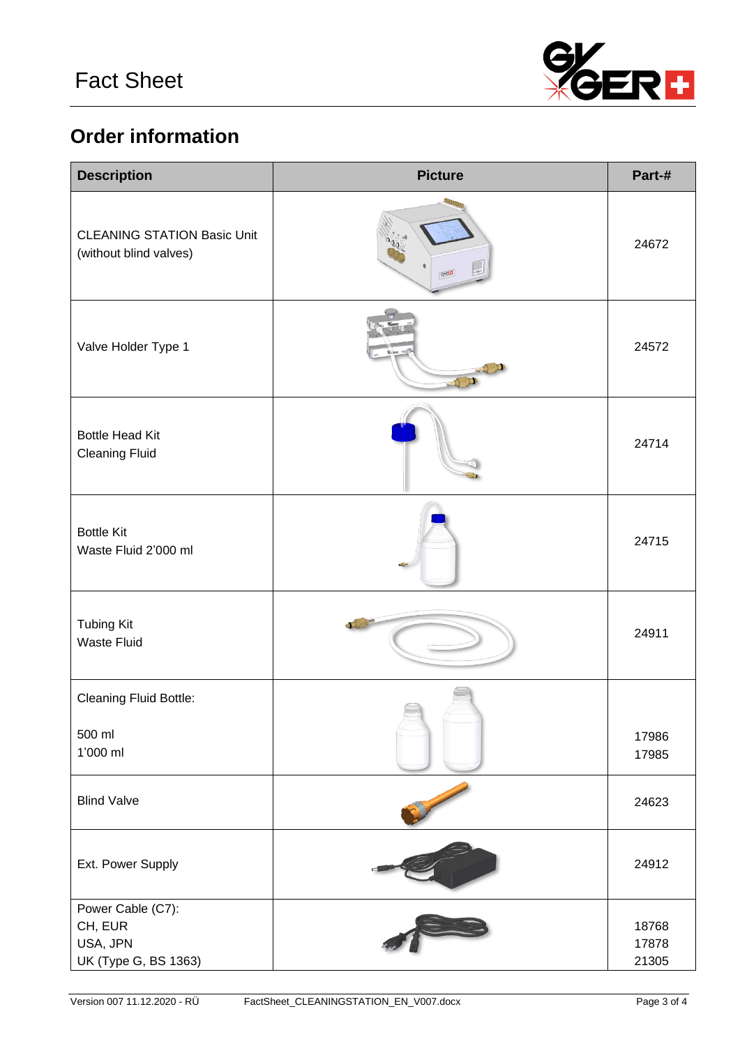## Order information

| Description | Picture | Part-# |
|---|---|---|
| CLEANING STATION Basic Unit (without blind valves) | | 24672 |
| Valve Holder Type 1 | | 24572 |
| Bottle Head Kit Cleaning Fluid | | 24714 |
| Bottle Kit Waste Fluid 2'000 ml | | 24715 |
| Tubing Kit Waste Fluid | | 24911 |
| Cleaning Fluid Bottle:<br><br>500 ml<br>1'000 ml | | <br><br>17986<br>17985 |
| Blind Valve | | 24623 |
| Ext. Power Supply | | 24912 |
| Power Cable (C7):<br>CH, EUR<br>USA, JPN<br>UK (Type G, BS 1363) | | <br>18768<br>17878<br>21305 |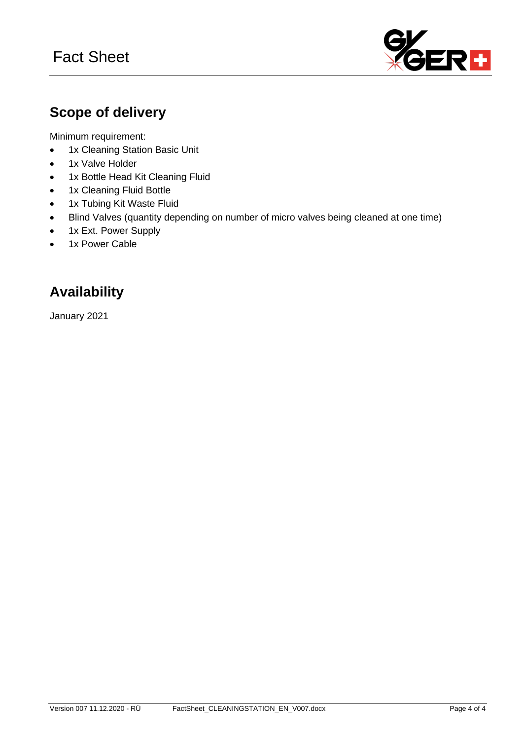## Scope of delivery

Minimum requirement:

- 1x Cleaning Station Basic Unit
- 1x Valve Holder
- 1x Bottle Head Kit Cleaning Fluid
- 1x Cleaning Fluid Bottle
- 1x Tubing Kit Waste Fluid
- Blind Valves (quantity depending on number of micro valves being cleaned at one time)
- 1x Ext. Power Supply
- 1x Power Cable

## Availability

January 2021